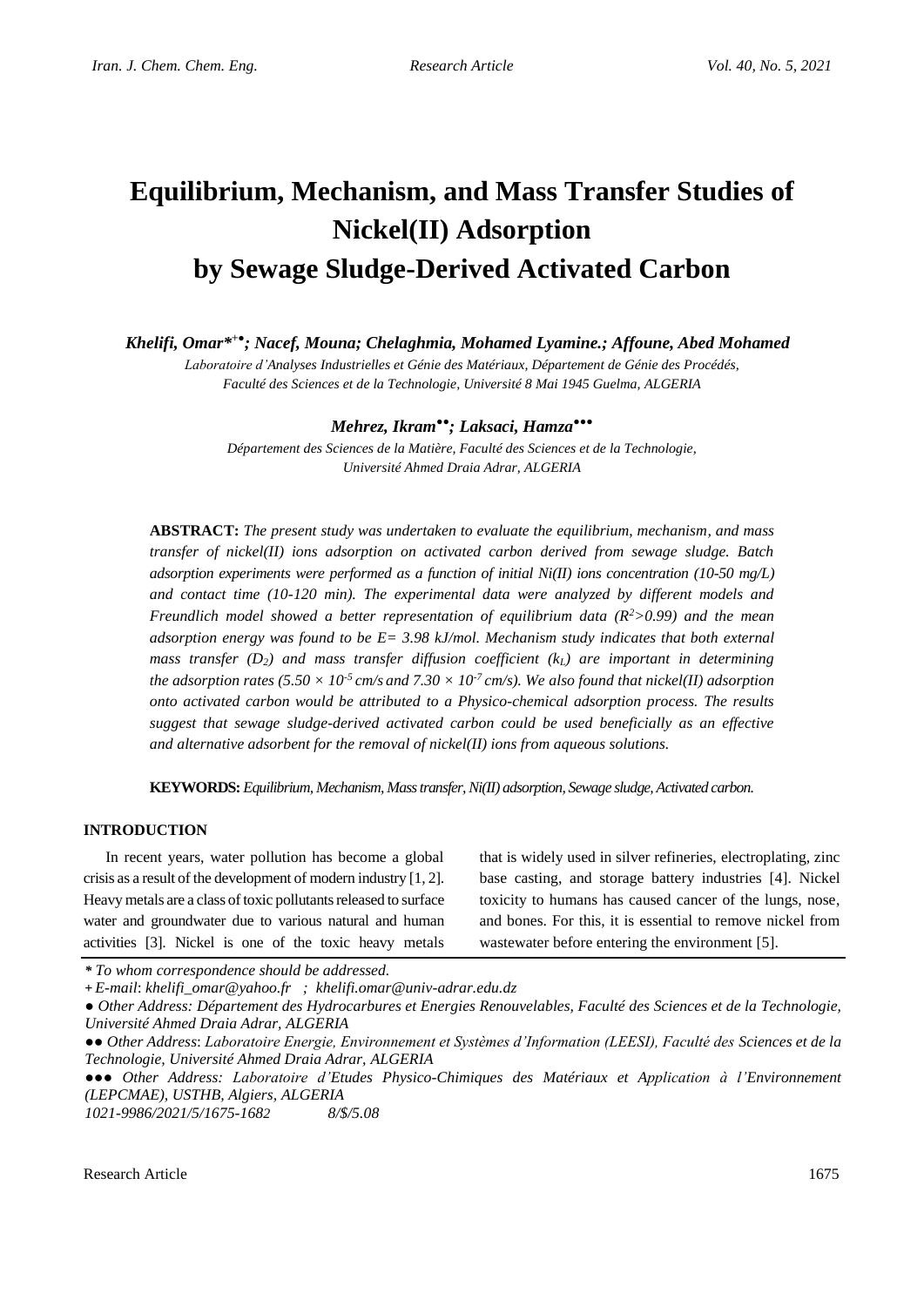# Equilibrium, Mechanism, and Mass Transfer Studies of Nickel(II) Adsorption by Sewage Sludge-Derived Activated Carbon

***Khelifi, Omar**[*+●]*; Nacef, Mouna; Chelaghmia, Mohamed Lyamine.; Affoune, Abed Mohamed***

*Laboratoire d'Analyses Industrielles et Génie des Matériaux, Département de Génie des Procédés, Faculté des Sciences et de la Technologie, Université 8 Mai 1945 Guelma, ALGERIA*

***Mehrez, Ikram**[●●]*; Laksaci, Hamza**[●●●]***

*Département des Sciences de la Matière, Faculté des Sciences et de la Technologie, Université Ahmed Draia Adrar, ALGERIA*

**ABSTRACT:** *The present study was undertaken to evaluate the equilibrium, mechanism, and mass transfer of nickel(II) ions adsorption on activated carbon derived from sewage sludge. Batch adsorption experiments were performed as a function of initial Ni(II) ions concentration (10-50 mg/L) and contact time (10-120 min). The experimental data were analyzed by different models and Freundlich model showed a better representation of equilibrium data ($R^2$>0.99) and the mean adsorption energy was found to be E= 3.98 kJ/mol. Mechanism study indicates that both external mass transfer ($D_2$) and mass transfer diffusion coefficient ($k_L$) are important in determining the adsorption rates ($5.50 \times 10^{-5}$ cm/s and $7.30 \times 10^{-7}$ cm/s). We also found that nickel(II) adsorption onto activated carbon would be attributed to a Physico-chemical adsorption process. The results suggest that sewage sludge-derived activated carbon could be used beneficially as an effective and alternative adsorbent for the removal of nickel(II) ions from aqueous solutions.*

**KEYWORDS:** *Equilibrium, Mechanism, Mass transfer, Ni(II) adsorption, Sewage sludge, Activated carbon.*

## INTRODUCTION

In recent years, water pollution has become a global crisis as a result of the development of modern industry [1, 2]. Heavy metals are a class of toxic pollutants released to surface water and groundwater due to various natural and human activities [3]. Nickel is one of the toxic heavy metals that is widely used in silver refineries, electroplating, zinc base casting, and storage battery industries [4]. Nickel toxicity to humans has caused cancer of the lungs, nose, and bones. For this, it is essential to remove nickel from wastewater before entering the environment [5].

\* *To whom correspondence should be addressed.*

\+ *E-mail: khelifi_omar@yahoo.fr ; khelifi.omar@univ-adrar.edu.dz*

● *Other Address: Département des Hydrocarbures et Energies Renouvelables, Faculté des Sciences et de la Technologie, Université Ahmed Draia Adrar, ALGERIA*

●● *Other Address: Laboratoire Energie, Environnement et Systèmes d'Information (LEESI), Faculté des Sciences et de la Technologie, Université Ahmed Draia Adrar, ALGERIA*

●●● *Other Address: Laboratoire d'Etudes Physico-Chimiques des Matériaux et Application à l'Environnement (LEPCMAE), USTHB, Algiers, ALGERIA*

*1021-9986/2021/5/1675-1682 8/$/5.08*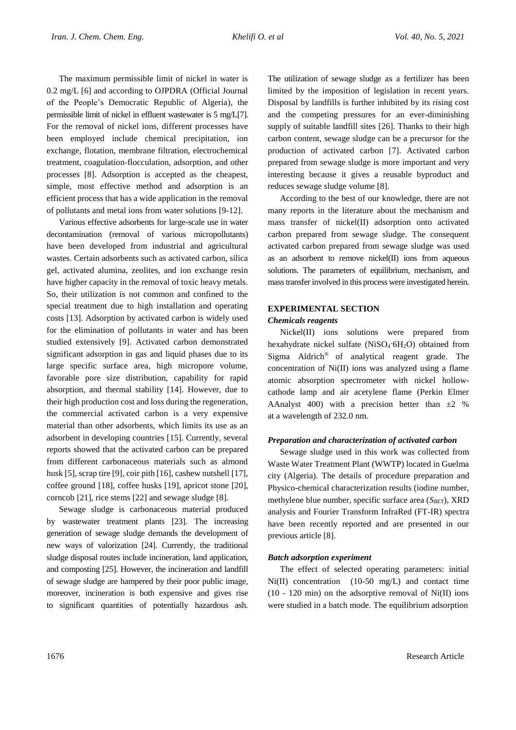The maximum permissible limit of nickel in water is 0.2 mg/L [6] and according to OJPDRA (Official Journal of the People's Democratic Republic of Algeria), the permissible limit of nickel in effluent wastewater is 5 mg/L[7]. For the removal of nickel ions, different processes have been employed include chemical precipitation, ion exchange, flotation, membrane filtration, electrochemical treatment, coagulation-flocculation, adsorption, and other processes [8]. Adsorption is accepted as the cheapest, simple, most effective method and adsorption is an efficient process that has a wide application in the removal of pollutants and metal ions from water solutions [9-12].

Various effective adsorbents for large-scale use in water decontamination (removal of various micropollutants) have been developed from industrial and agricultural wastes. Certain adsorbents such as activated carbon, silica gel, activated alumina, zeolites, and ion exchange resin have higher capacity in the removal of toxic heavy metals. So, their utilization is not common and confined to the special treatment due to high installation and operating costs [13]. Adsorption by activated carbon is widely used for the elimination of pollutants in water and has been studied extensively [9]. Activated carbon demonstrated significant adsorption in gas and liquid phases due to its large specific surface area, high micropore volume, favorable pore size distribution, capability for rapid absorption, and thermal stability [14]. However, due to their high production cost and loss during the regeneration, the commercial activated carbon is a very expensive material than other adsorbents, which limits its use as an adsorbent in developing countries [15]. Currently, several reports showed that the activated carbon can be prepared from different carbonaceous materials such as almond husk [5], scrap tire [9], coir pith [16], cashew nutshell [17], coffee ground [18], coffee husks [19], apricot stone [20], corncob [21], rice stems [22] and sewage sludge [8].

Sewage sludge is carbonaceous material produced by wastewater treatment plants [23]. The increasing generation of sewage sludge demands the development of new ways of valorization [24]. Currently, the traditional sludge disposal routes include incineration, land application, and composting [25]. However, the incineration and landfill of sewage sludge are hampered by their poor public image, moreover, incineration is both expensive and gives rise to significant quantities of potentially hazardous ash. The utilization of sewage sludge as a fertilizer has been limited by the imposition of legislation in recent years. Disposal by landfills is further inhibited by its rising cost and the competing pressures for an ever-diminishing supply of suitable landfill sites [26]. Thanks to their high carbon content, sewage sludge can be a precursor for the production of activated carbon [7]. Activated carbon prepared from sewage sludge is more important and very interesting because it gives a reusable byproduct and reduces sewage sludge volume [8].

According to the best of our knowledge, there are not many reports in the literature about the mechanism and mass transfer of nickel(II) adsorption onto activated carbon prepared from sewage sludge. The consequent activated carbon prepared from sewage sludge was used as an adsorbent to remove nickel(II) ions from aqueous solutions. The parameters of equilibrium, mechanism, and mass transfer involved in this process were investigated herein.

## EXPERIMENTAL SECTION

### *Chemicals reagents*

Nickel(II) ions solutions were prepared from hexahydrate nickel sulfate ($NiSO_4{\cdot}6H_2O$) obtained from Sigma Aldrich® of analytical reagent grade. The concentration of Ni(II) ions was analyzed using a flame atomic absorption spectrometer with nickel hollow-cathode lamp and air acetylene flame (Perkin Elmer AAnalyst 400) with a precision better than ±2 % at a wavelength of 232.0 nm.

### *Preparation and characterization of activated carbon*

Sewage sludge used in this work was collected from Waste Water Treatment Plant (WWTP) located in Guelma city (Algeria). The details of procedure preparation and Physico-chemical characterization results (iodine number, methylene blue number, specific surface area ($S_{BET}$), XRD analysis and Fourier Transform InfraRed (FT-IR) spectra have been recently reported and are presented in our previous article [8].

### *Batch adsorption experiment*

The effect of selected operating parameters: initial Ni(II) concentration (10-50 mg/L) and contact time (10 - 120 min) on the adsorptive removal of Ni(II) ions were studied in a batch mode. The equilibrium adsorption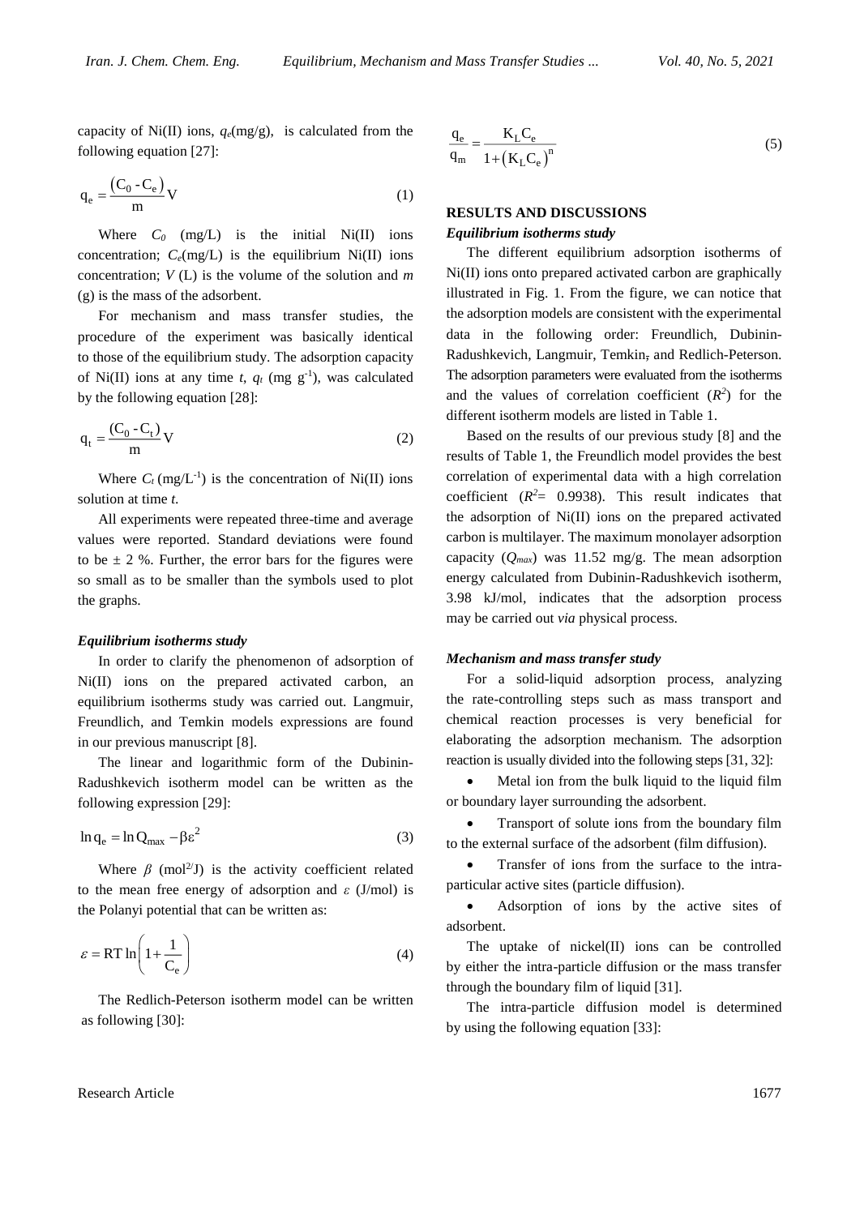capacity of Ni(II) ions, $q_e$(mg/g), is calculated from the following equation [27]:

$$q_e = \frac{(C_0 - C_e)}{m} V \tag{1}$$

Where $C_0$ (mg/L) is the initial Ni(II) ions concentration; $C_e$(mg/L) is the equilibrium Ni(II) ions concentration; $V$ (L) is the volume of the solution and $m$ (g) is the mass of the adsorbent.

For mechanism and mass transfer studies, the procedure of the experiment was basically identical to those of the equilibrium study. The adsorption capacity of Ni(II) ions at any time $t$, $q_t$ (mg g$^{-1}$), was calculated by the following equation [28]:

$$q_t = \frac{(C_0 - C_t)}{m} V \tag{2}$$

Where $C_t$ (mg/L$^{-1}$) is the concentration of Ni(II) ions solution at time $t$.

All experiments were repeated three-time and average values were reported. Standard deviations were found to be ± 2 %. Further, the error bars for the figures were so small as to be smaller than the symbols used to plot the graphs.

### *Equilibrium isotherms study*

In order to clarify the phenomenon of adsorption of Ni(II) ions on the prepared activated carbon, an equilibrium isotherms study was carried out. Langmuir, Freundlich, and Temkin models expressions are found in our previous manuscript [8].

The linear and logarithmic form of the Dubinin-Radushkevich isotherm model can be written as the following expression [29]:

$$\ln q_e = \ln Q_{max} - \beta \varepsilon^2 \tag{3}$$

Where $\beta$ (mol$^{2}$/J) is the activity coefficient related to the mean free energy of adsorption and $\varepsilon$ (J/mol) is the Polanyi potential that can be written as:

$$\varepsilon = RT \ln\left(1 + \frac{1}{C_e}\right) \tag{4}$$

The Redlich-Peterson isotherm model can be written as following [30]:

$$\frac{q_e}{q_m} = \frac{K_L C_e}{1 + (K_L C_e)^n} \tag{5}$$

## RESULTS AND DISCUSSIONS

### *Equilibrium isotherms study*

The different equilibrium adsorption isotherms of Ni(II) ions onto prepared activated carbon are graphically illustrated in Fig. 1. From the figure, we can notice that the adsorption models are consistent with the experimental data in the following order: Freundlich, Dubinin-Radushkevich, Langmuir, Temkin, and Redlich-Peterson. The adsorption parameters were evaluated from the isotherms and the values of correlation coefficient ($R^2$) for the different isotherm models are listed in Table 1.

Based on the results of our previous study [8] and the results of Table 1, the Freundlich model provides the best correlation of experimental data with a high correlation coefficient ($R^2$= 0.9938). This result indicates that the adsorption of Ni(II) ions on the prepared activated carbon is multilayer. The maximum monolayer adsorption capacity ($Q_{max}$) was 11.52 mg/g. The mean adsorption energy calculated from Dubinin-Radushkevich isotherm, 3.98 kJ/mol, indicates that the adsorption process may be carried out *via* physical process.

### *Mechanism and mass transfer study*

For a solid-liquid adsorption process, analyzing the rate-controlling steps such as mass transport and chemical reaction processes is very beneficial for elaborating the adsorption mechanism. The adsorption reaction is usually divided into the following steps [31, 32]:

- Metal ion from the bulk liquid to the liquid film or boundary layer surrounding the adsorbent.
- Transport of solute ions from the boundary film to the external surface of the adsorbent (film diffusion).
- Transfer of ions from the surface to the intra-particular active sites (particle diffusion).
- Adsorption of ions by the active sites of adsorbent.

The uptake of nickel(II) ions can be controlled by either the intra-particle diffusion or the mass transfer through the boundary film of liquid [31].

The intra-particle diffusion model is determined by using the following equation [33]: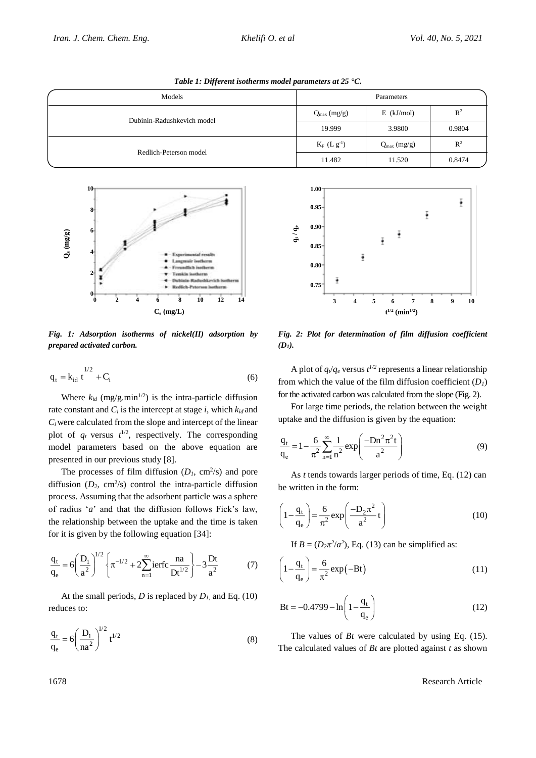*Table 1: Different isotherms model parameters at 25 °C.*

| Models | Parameters | | |
|---|---|---|---|
| Dubinin-Radushkevich model | $Q_{max}$ (mg/g) | E (kJ/mol) | $R^2$ |
| | 19.999 | 3.9800 | 0.9804 |
| Redlich-Peterson model | $K_F$ (L g$^{-1}$) | $Q_{max}$ (mg/g) | $R^2$ |
| | 11.482 | 11.520 | 0.8474 |

*Fig. 1: Adsorption isotherms of nickel(II) adsorption by prepared activated carbon.*

$$q_t = k_{id}\, t^{1/2} + C_i \tag{6}$$

Where $k_{id}$ (mg/g.min$^{1/2}$) is the intra-particle diffusion rate constant and $C_i$ is the intercept at stage $i$, which $k_{id}$ and $C_i$ were calculated from the slope and intercept of the linear plot of $q_t$ versus $t^{1/2}$, respectively. The corresponding model parameters based on the above equation are presented in our previous study [8].

The processes of film diffusion ($D_1$, cm$^2$/s) and pore diffusion ($D_2$, cm$^2$/s) control the intra-particle diffusion process. Assuming that the adsorbent particle was a sphere of radius '$a$' and that the diffusion follows Fick's law, the relationship between the uptake and the time is taken for it is given by the following equation [34]:

$$\frac{q_t}{q_e} = 6\left(\frac{D_1}{a^2}\right)^{1/2}\left\{\pi^{-1/2} + 2\sum_{n=1}^{\infty} \mathrm{ierfc}\frac{na}{Dt^{1/2}}\right\} - 3\frac{Dt}{a^2} \tag{7}$$

At the small periods, $D$ is replaced by $D_1$, and Eq. (10) reduces to:

$$\frac{q_t}{q_e} = 6\left(\frac{D_1}{na^2}\right)^{1/2} t^{1/2} \tag{8}$$

*Fig. 2: Plot for determination of film diffusion coefficient ($D_1$).*

A plot of $q_t/q_e$ versus $t^{1/2}$ represents a linear relationship from which the value of the film diffusion coefficient ($D_1$) for the activated carbon was calculated from the slope (Fig. 2).

For large time periods, the relation between the weight uptake and the diffusion is given by the equation:

$$\frac{q_t}{q_e} = 1 - \frac{6}{\pi^2}\sum_{n=1}^{\infty}\frac{1}{n^2}\exp\left(\frac{-Dn^2\pi^2 t}{a^2}\right) \tag{9}$$

As $t$ tends towards larger periods of time, Eq. (12) can be written in the form:

$$\left(1 - \frac{q_t}{q_e}\right) = \frac{6}{\pi^2}\exp\left(\frac{-D_2\pi^2}{a^2}t\right) \tag{10}$$

If $B = (D_2\pi^2/a^2)$, Eq. (13) can be simplified as:

$$\left(1 - \frac{q_t}{q_e}\right) = \frac{6}{\pi^2}\exp(-Bt) \tag{11}$$

$$Bt = -0.4799 - \ln\left(1 - \frac{q_t}{q_e}\right) \tag{12}$$

The values of $Bt$ were calculated by using Eq. (15). The calculated values of $Bt$ are plotted against $t$ as shown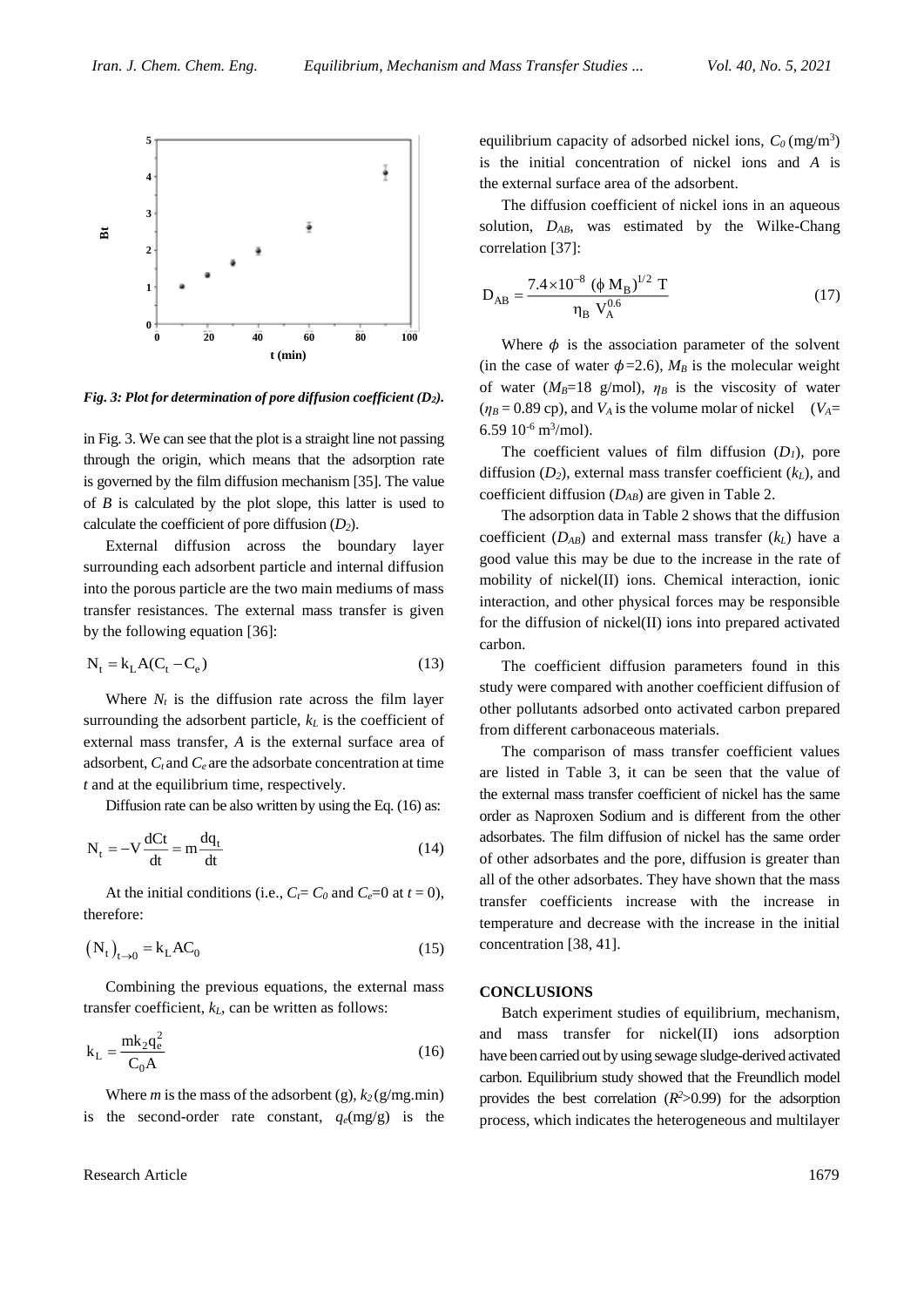*Fig. 3: Plot for determination of pore diffusion coefficient ($D_2$).*

in Fig. 3. We can see that the plot is a straight line not passing through the origin, which means that the adsorption rate is governed by the film diffusion mechanism [35]. The value of $B$ is calculated by the plot slope, this latter is used to calculate the coefficient of pore diffusion ($D_2$).

External diffusion across the boundary layer surrounding each adsorbent particle and internal diffusion into the porous particle are the two main mediums of mass transfer resistances. The external mass transfer is given by the following equation [36]:

$$N_t = k_L A(C_t - C_e) \tag{13}$$

Where $N_t$ is the diffusion rate across the film layer surrounding the adsorbent particle, $k_L$ is the coefficient of external mass transfer, $A$ is the external surface area of adsorbent, $C_t$ and $C_e$ are the adsorbate concentration at time $t$ and at the equilibrium time, respectively.

Diffusion rate can be also written by using the Eq. (16) as:

$$N_t = -V\frac{dCt}{dt} = m\frac{dq_t}{dt} \tag{14}$$

At the initial conditions (i.e., $C_t = C_0$ and $C_e=0$ at $t = 0$), therefore:

$$\left(N_t\right)_{t\to 0} = k_L A C_0 \tag{15}$$

Combining the previous equations, the external mass transfer coefficient, $k_L$, can be written as follows:

$$k_L = \frac{m k_2 q_e^2}{C_0 A} \tag{16}$$

Where $m$ is the mass of the adsorbent (g), $k_2$ (g/mg.min) is the second-order rate constant, $q_e$(mg/g) is the equilibrium capacity of adsorbed nickel ions, $C_0$ (mg/m$^3$) is the initial concentration of nickel ions and $A$ is the external surface area of the adsorbent.

The diffusion coefficient of nickel ions in an aqueous solution, $D_{AB}$, was estimated by the Wilke-Chang correlation [37]:

$$D_{AB} = \frac{7.4\times10^{-8}\ (\phi\ M_B)^{1/2}\ T}{\eta_B\ V_A^{0.6}} \tag{17}$$

Where $\phi$ is the association parameter of the solvent (in the case of water $\phi$=2.6), $M_B$ is the molecular weight of water ($M_B$=18 g/mol), $\eta_B$ is the viscosity of water ($\eta_B$ = 0.89 cp), and $V_A$ is the volume molar of nickel ($V_A$= 6.59 $10^{-6}$ m$^3$/mol).

The coefficient values of film diffusion ($D_1$), pore diffusion ($D_2$), external mass transfer coefficient ($k_L$), and coefficient diffusion ($D_{AB}$) are given in Table 2.

The adsorption data in Table 2 shows that the diffusion coefficient ($D_{AB}$) and external mass transfer ($k_L$) have a good value this may be due to the increase in the rate of mobility of nickel(II) ions. Chemical interaction, ionic interaction, and other physical forces may be responsible for the diffusion of nickel(II) ions into prepared activated carbon.

The coefficient diffusion parameters found in this study were compared with another coefficient diffusion of other pollutants adsorbed onto activated carbon prepared from different carbonaceous materials.

The comparison of mass transfer coefficient values are listed in Table 3, it can be seen that the value of the external mass transfer coefficient of nickel has the same order as Naproxen Sodium and is different from the other adsorbates. The film diffusion of nickel has the same order of other adsorbates and the pore, diffusion is greater than all of the other adsorbates. They have shown that the mass transfer coefficients increase with the increase in temperature and decrease with the increase in the initial concentration [38, 41].

## CONCLUSIONS

Batch experiment studies of equilibrium, mechanism, and mass transfer for nickel(II) ions adsorption have been carried out by using sewage sludge-derived activated carbon. Equilibrium study showed that the Freundlich model provides the best correlation ($R^2$>0.99) for the adsorption process, which indicates the heterogeneous and multilayer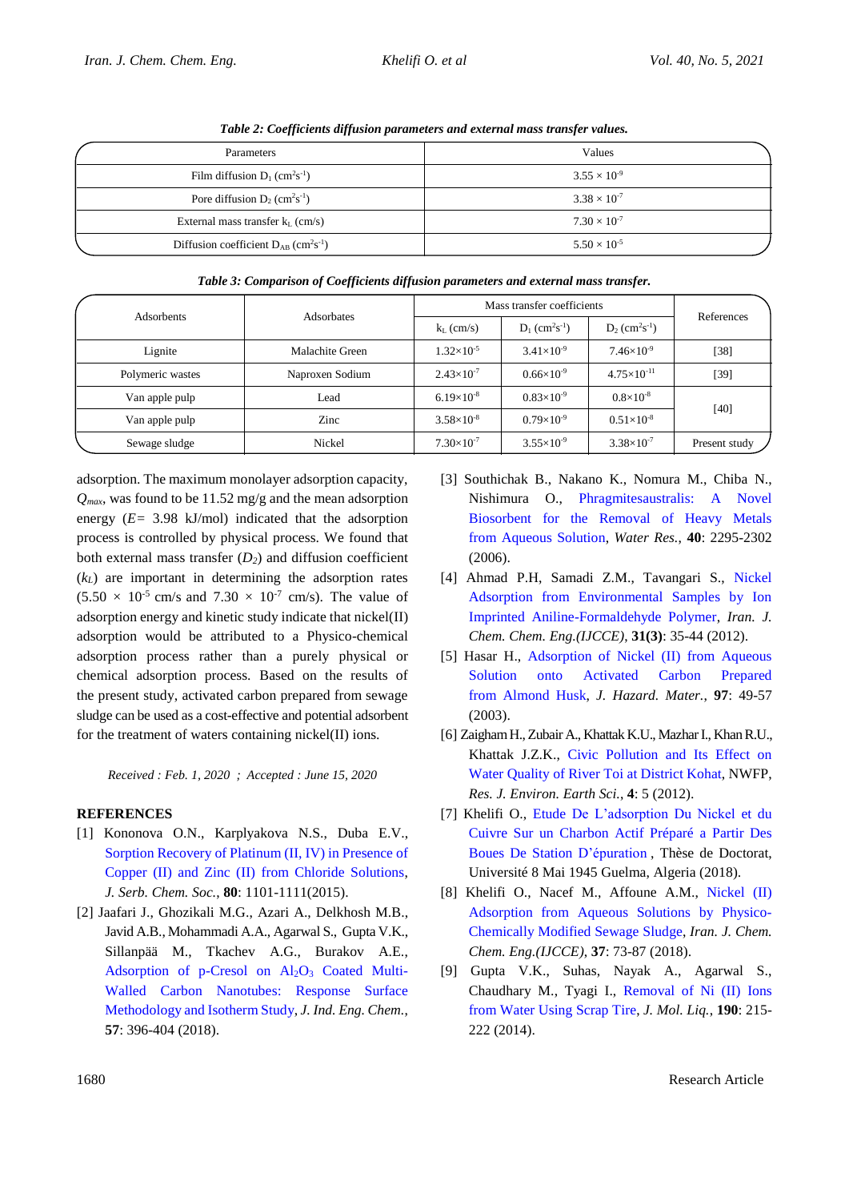*Table 2: Coefficients diffusion parameters and external mass transfer values.*

| Parameters | Values |
|---|---|
| Film diffusion $D_1$ ($cm^2s^{-1}$) | $3.55 \times 10^{-9}$ |
| Pore diffusion $D_2$ ($cm^2s^{-1}$) | $3.38 \times 10^{-7}$ |
| External mass transfer $k_L$ (cm/s) | $7.30 \times 10^{-7}$ |
| Diffusion coefficient $D_{AB}$ ($cm^2s^{-1}$) | $5.50 \times 10^{-5}$ |

*Table 3: Comparison of Coefficients diffusion parameters and external mass transfer.*

| Adsorbents | Adsorbates | Mass transfer coefficients | | | References |
|---|---|---|---|---|---|
| | | $k_L$ (cm/s) | $D_1$ ($cm^2s^{-1}$) | $D_2$ ($cm^2s^{-1}$) | |
| Lignite | Malachite Green | $1.32\times10^{-5}$ | $3.41\times10^{-9}$ | $7.46\times10^{-9}$ | [38] |
| Polymeric wastes | Naproxen Sodium | $2.43\times10^{-7}$ | $0.66\times10^{-9}$ | $4.75\times10^{-11}$ | [39] |
| Van apple pulp | Lead | $6.19\times10^{-8}$ | $0.83\times10^{-9}$ | $0.8\times10^{-8}$ | [40] |
| Van apple pulp | Zinc | $3.58\times10^{-8}$ | $0.79\times10^{-9}$ | $0.51\times10^{-8}$ | [40] |
| Sewage sludge | Nickel | $7.30\times10^{-7}$ | $3.55\times10^{-9}$ | $3.38\times10^{-7}$ | Present study |

adsorption. The maximum monolayer adsorption capacity, $Q_{max}$, was found to be 11.52 mg/g and the mean adsorption energy ($E$= 3.98 kJ/mol) indicated that the adsorption process is controlled by physical process. We found that both external mass transfer ($D_2$) and diffusion coefficient ($k_L$) are important in determining the adsorption rates ($5.50 \times 10^{-5}$ cm/s and $7.30 \times 10^{-7}$ cm/s). The value of adsorption energy and kinetic study indicate that nickel(II) adsorption would be attributed to a Physico-chemical adsorption process rather than a purely physical or chemical adsorption process. Based on the results of the present study, activated carbon prepared from sewage sludge can be used as a cost-effective and potential adsorbent for the treatment of waters containing nickel(II) ions.

*Received : Feb. 1, 2020 ; Accepted : June 15, 2020*

## REFERENCES

[1] Kononova O.N., Karplyakova N.S., Duba E.V., Sorption Recovery of Platinum (II, IV) in Presence of Copper (II) and Zinc (II) from Chloride Solutions, *J. Serb. Chem. Soc.*, **80**: 1101-1111(2015).

[2] Jaafari J., Ghozikali M.G., Azari A., Delkhosh M.B., Javid A.B., Mohammadi A.A., Agarwal S., Gupta V.K., Sillanpää M., Tkachev A.G., Burakov A.E., Adsorption of p-Cresol on $Al_2O_3$ Coated Multi-Walled Carbon Nanotubes: Response Surface Methodology and Isotherm Study, *J. Ind. Eng. Chem.*, **57**: 396-404 (2018).

[3] Southichak B., Nakano K., Nomura M., Chiba N., Nishimura O., Phragmitesaustralis: A Novel Biosorbent for the Removal of Heavy Metals from Aqueous Solution, *Water Res.*, **40**: 2295-2302 (2006).

[4] Ahmad P.H, Samadi Z.M., Tavangari S., Nickel Adsorption from Environmental Samples by Ion Imprinted Aniline-Formaldehyde Polymer, *Iran. J. Chem. Chem. Eng.(IJCCE)*, **31(3)**: 35-44 (2012).

[5] Hasar H., Adsorption of Nickel (II) from Aqueous Solution onto Activated Carbon Prepared from Almond Husk, *J. Hazard. Mater.*, **97**: 49-57 (2003).

[6] Zaigham H., Zubair A., Khattak K.U., Mazhar I., Khan R.U., Khattak J.Z.K., Civic Pollution and Its Effect on Water Quality of River Toi at District Kohat, NWFP, *Res. J. Environ. Earth Sci.*, **4**: 5 (2012).

[7] Khelifi O., Etude De L'adsorption Du Nickel et du Cuivre Sur un Charbon Actif Préparé a Partir Des Boues De Station D'épuration , Thèse de Doctorat, Université 8 Mai 1945 Guelma, Algeria (2018).

[8] Khelifi O., Nacef M., Affoune A.M., Nickel (II) Adsorption from Aqueous Solutions by Physico-Chemically Modified Sewage Sludge, *Iran. J. Chem. Chem. Eng.(IJCCE)*, **37**: 73-87 (2018).

[9] Gupta V.K., Suhas, Nayak A., Agarwal S., Chaudhary M., Tyagi I., Removal of Ni (II) Ions from Water Using Scrap Tire, *J. Mol. Liq.*, **190**: 215-222 (2014).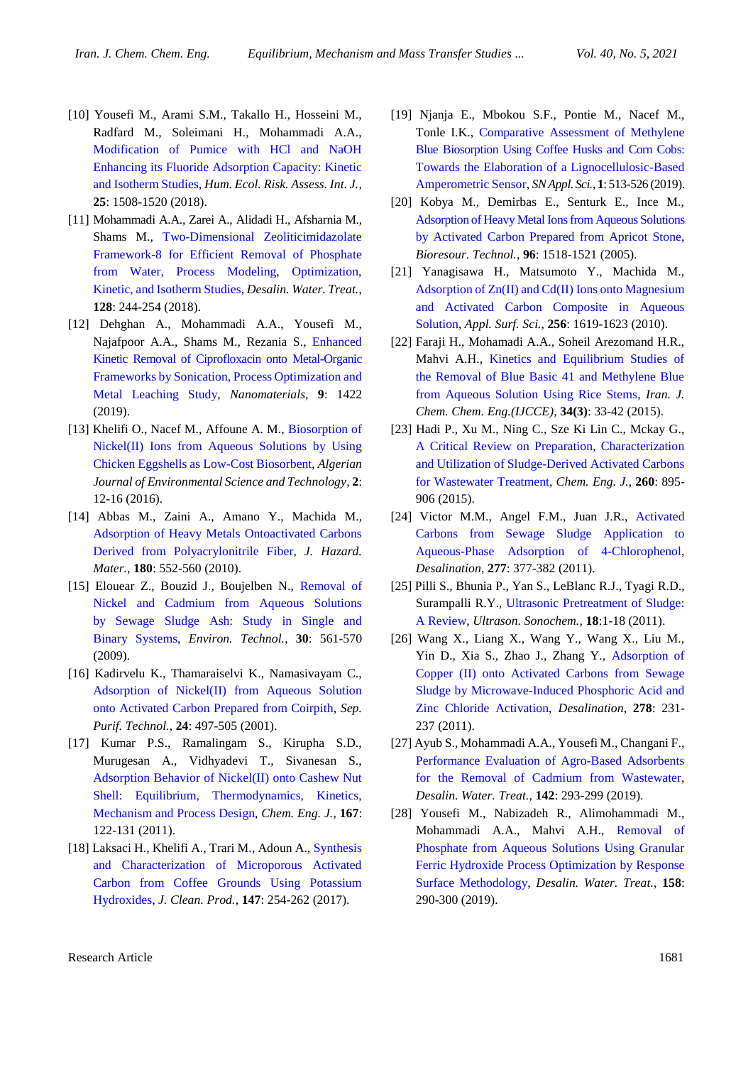[10] Yousefi M., Arami S.M., Takallo H., Hosseini M., Radfard M., Soleimani H., Mohammadi A.A., Modification of Pumice with HCl and NaOH Enhancing its Fluoride Adsorption Capacity: Kinetic and Isotherm Studies, *Hum. Ecol. Risk. Assess. Int. J.*, **25**: 1508-1520 (2018).

[11] Mohammadi A.A., Zarei A., Alidadi H., Afsharnia M., Shams M., Two-Dimensional Zeoliticimidazolate Framework-8 for Efficient Removal of Phosphate from Water, Process Modeling, Optimization, Kinetic, and Isotherm Studies, *Desalin. Water. Treat.*, **128**: 244-254 (2018).

[12] Dehghan A., Mohammadi A.A., Yousefi M., Najafpoor A.A., Shams M., Rezania S., Enhanced Kinetic Removal of Ciprofloxacin onto Metal-Organic Frameworks by Sonication, Process Optimization and Metal Leaching Study, *Nanomaterials*, **9**: 1422 (2019).

[13] Khelifi O., Nacef M., Affoune A. M., Biosorption of Nickel(II) Ions from Aqueous Solutions by Using Chicken Eggshells as Low-Cost Biosorbent, *Algerian Journal of Environmental Science and Technology*, **2**: 12-16 (2016).

[14] Abbas M., Zaini A., Amano Y., Machida M., Adsorption of Heavy Metals Ontoactivated Carbons Derived from Polyacrylonitrile Fiber, *J. Hazard. Mater.*, **180**: 552-560 (2010).

[15] Elouear Z., Bouzid J., Boujelben N., Removal of Nickel and Cadmium from Aqueous Solutions by Sewage Sludge Ash: Study in Single and Binary Systems, *Environ. Technol.*, **30**: 561-570 (2009).

[16] Kadirvelu K., Thamaraiselvi K., Namasivayam C., Adsorption of Nickel(II) from Aqueous Solution onto Activated Carbon Prepared from Coirpith, *Sep. Purif. Technol.*, **24**: 497-505 (2001).

[17] Kumar P.S., Ramalingam S., Kirupha S.D., Murugesan A., Vidhyadevi T., Sivanesan S., Adsorption Behavior of Nickel(II) onto Cashew Nut Shell: Equilibrium, Thermodynamics, Kinetics, Mechanism and Process Design, *Chem. Eng. J.*, **167**: 122-131 (2011).

[18] Laksaci H., Khelifi A., Trari M., Adoun A., Synthesis and Characterization of Microporous Activated Carbon from Coffee Grounds Using Potassium Hydroxides, *J. Clean. Prod.*, **147**: 254-262 (2017).

[19] Njanja E., Mbokou S.F., Pontie M., Nacef M., Tonle I.K., Comparative Assessment of Methylene Blue Biosorption Using Coffee Husks and Corn Cobs: Towards the Elaboration of a Lignocellulosic-Based Amperometric Sensor, *SN Appl. Sci.*, **1**: 513-526 (2019).

[20] Kobya M., Demirbas E., Senturk E., Ince M., Adsorption of Heavy Metal Ions from Aqueous Solutions by Activated Carbon Prepared from Apricot Stone, *Bioresour. Technol.*, **96**: 1518-1521 (2005).

[21] Yanagisawa H., Matsumoto Y., Machida M., Adsorption of Zn(II) and Cd(II) Ions onto Magnesium and Activated Carbon Composite in Aqueous Solution, *Appl. Surf. Sci.*, **256**: 1619-1623 (2010).

[22] Faraji H., Mohamadi A.A., Soheil Arezomand H.R., Mahvi A.H., Kinetics and Equilibrium Studies of the Removal of Blue Basic 41 and Methylene Blue from Aqueous Solution Using Rice Stems, *Iran. J. Chem. Chem. Eng.(IJCCE)*, **34(3)**: 33-42 (2015).

[23] Hadi P., Xu M., Ning C., Sze Ki Lin C., Mckay G., A Critical Review on Preparation, Characterization and Utilization of Sludge-Derived Activated Carbons for Wastewater Treatment, *Chem. Eng. J.*, **260**: 895-906 (2015).

[24] Victor M.M., Angel F.M., Juan J.R., Activated Carbons from Sewage Sludge Application to Aqueous-Phase Adsorption of 4-Chlorophenol, *Desalination*, **277**: 377-382 (2011).

[25] Pilli S., Bhunia P., Yan S., LeBlanc R.J., Tyagi R.D., Surampalli R.Y., Ultrasonic Pretreatment of Sludge: A Review, *Ultrason. Sonochem.*, **18**:1-18 (2011).

[26] Wang X., Liang X., Wang Y., Wang X., Liu M., Yin D., Xia S., Zhao J., Zhang Y., Adsorption of Copper (II) onto Activated Carbons from Sewage Sludge by Microwave-Induced Phosphoric Acid and Zinc Chloride Activation, *Desalination*, **278**: 231-237 (2011).

[27] Ayub S., Mohammadi A.A., Yousefi M., Changani F., Performance Evaluation of Agro-Based Adsorbents for the Removal of Cadmium from Wastewater, *Desalin. Water. Treat.*, **142**: 293-299 (2019).

[28] Yousefi M., Nabizadeh R., Alimohammadi M., Mohammadi A.A., Mahvi A.H., Removal of Phosphate from Aqueous Solutions Using Granular Ferric Hydroxide Process Optimization by Response Surface Methodology, *Desalin. Water. Treat.*, **158**: 290-300 (2019).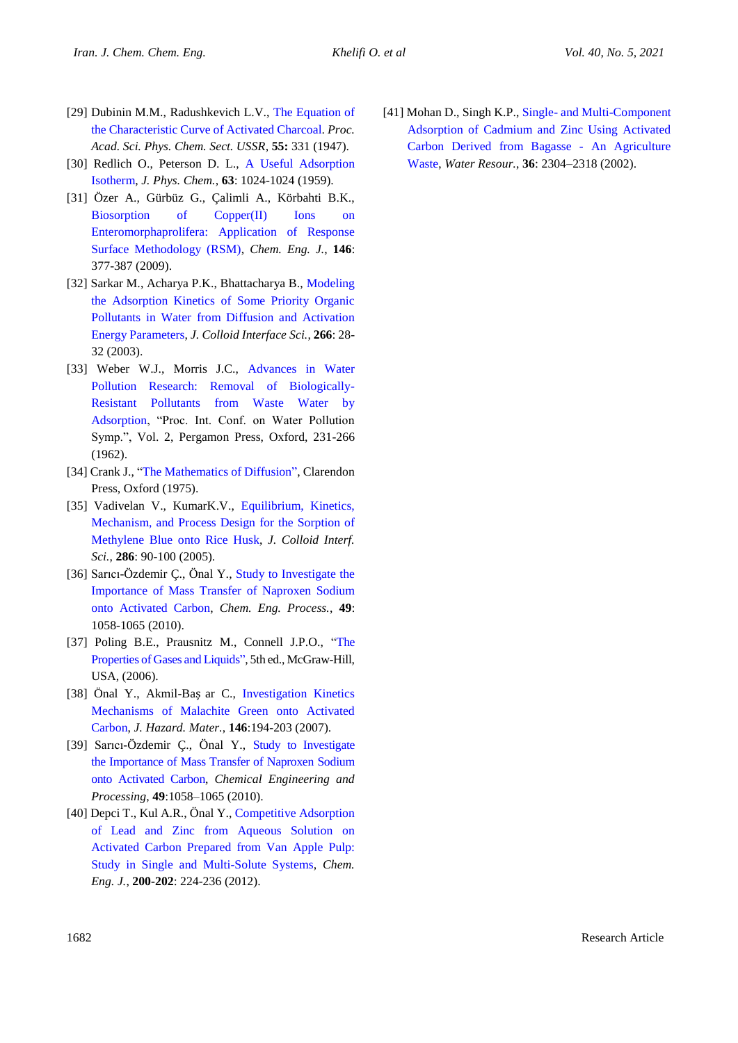[29] Dubinin M.M., Radushkevich L.V., The Equation of the Characteristic Curve of Activated Charcoal. *Proc. Acad. Sci. Phys. Chem. Sect. USSR*, **55:** 331 (1947).

[30] Redlich O., Peterson D. L., A Useful Adsorption Isotherm, *J. Phys. Chem.*, **63**: 1024-1024 (1959).

[31] Özer A., Gürbüz G., Çalimli A., Körbahti B.K., Biosorption of Copper(II) Ions on Enteromorphaprolifera: Application of Response Surface Methodology (RSM), *Chem. Eng. J.*, **146**: 377-387 (2009).

[32] Sarkar M., Acharya P.K., Bhattacharya B., Modeling the Adsorption Kinetics of Some Priority Organic Pollutants in Water from Diffusion and Activation Energy Parameters, *J. Colloid Interface Sci.*, **266**: 28-32 (2003).

[33] Weber W.J., Morris J.C., Advances in Water Pollution Research: Removal of Biologically-Resistant Pollutants from Waste Water by Adsorption, "Proc. Int. Conf. on Water Pollution Symp.", Vol. 2, Pergamon Press, Oxford, 231-266 (1962).

[34] Crank J., "The Mathematics of Diffusion", Clarendon Press, Oxford (1975).

[35] Vadivelan V., KumarK.V., Equilibrium, Kinetics, Mechanism, and Process Design for the Sorption of Methylene Blue onto Rice Husk, *J. Colloid Interf. Sci.*, **286**: 90-100 (2005).

[36] Sarıcı-Özdemir Ç., Önal Y., Study to Investigate the Importance of Mass Transfer of Naproxen Sodium onto Activated Carbon, *Chem. Eng. Process.*, **49**: 1058-1065 (2010).

[37] Poling B.E., Prausnitz M., Connell J.P.O., "The Properties of Gases and Liquids", 5th ed., McGraw-Hill, USA, (2006).

[38] Önal Y., Akmil-Baş ar C., Investigation Kinetics Mechanisms of Malachite Green onto Activated Carbon, *J. Hazard. Mater.*, **146**:194-203 (2007).

[39] Sarıcı-Özdemir Ç., Önal Y., Study to Investigate the Importance of Mass Transfer of Naproxen Sodium onto Activated Carbon, *Chemical Engineering and Processing*, **49**:1058–1065 (2010).

[40] Depci T., Kul A.R., Önal Y., Competitive Adsorption of Lead and Zinc from Aqueous Solution on Activated Carbon Prepared from Van Apple Pulp: Study in Single and Multi-Solute Systems, *Chem. Eng. J.*, **200-202**: 224-236 (2012).

[41] Mohan D., Singh K.P., Single- and Multi-Component Adsorption of Cadmium and Zinc Using Activated Carbon Derived from Bagasse - An Agriculture Waste, *Water Resour.*, **36**: 2304–2318 (2002).